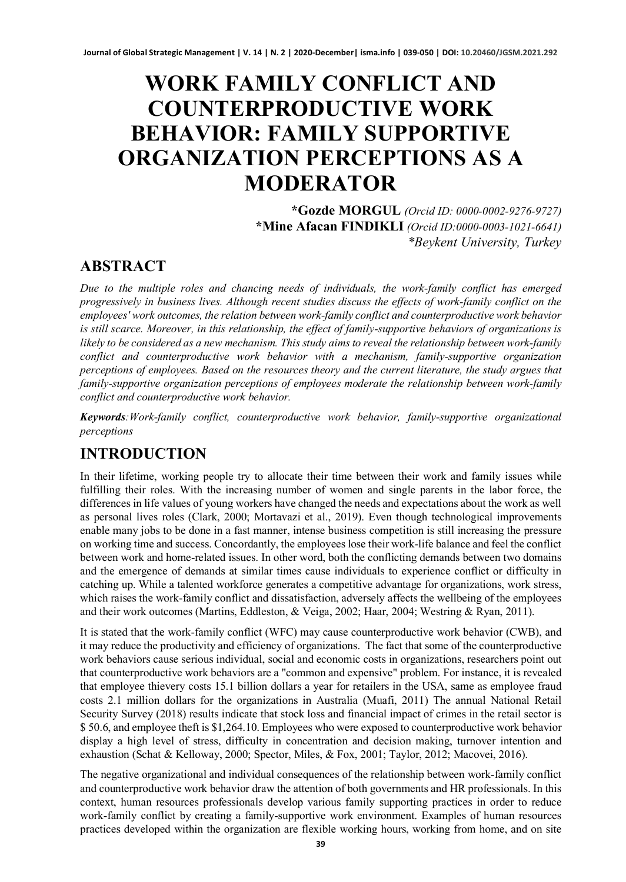# WORK FAMILY CONFLICT AND COUNTERPRODUCTIVE WORK BEHAVIOR: FAMILY SUPPORTIVE ORGANIZATION PERCEPTIONS AS A MODERATOR

**\*Gozde MORGUL** *(Orcid ID: 0000-0002-9276-9727)*
**\*Mine Afacan FINDIKLI** *(Orcid ID:0000-0003-1021-6641)*
*\*Beykent University, Turkey*

## ABSTRACT

*Due to the multiple roles and chancing needs of individuals, the work-family conflict has emerged progressively in business lives. Although recent studies discuss the effects of work-family conflict on the employees' work outcomes, the relation between work-family conflict and counterproductive work behavior is still scarce. Moreover, in this relationship, the effect of family-supportive behaviors of organizations is likely to be considered as a new mechanism. This study aims to reveal the relationship between work-family conflict and counterproductive work behavior with a mechanism, family-supportive organization perceptions of employees. Based on the resources theory and the current literature, the study argues that family-supportive organization perceptions of employees moderate the relationship between work-family conflict and counterproductive work behavior.*

***Keywords****:Work-family conflict, counterproductive work behavior, family-supportive organizational perceptions*

## INTRODUCTION

In their lifetime, working people try to allocate their time between their work and family issues while fulfilling their roles. With the increasing number of women and single parents in the labor force, the differences in life values of young workers have changed the needs and expectations about the work as well as personal lives roles (Clark, 2000; Mortavazi et al., 2019). Even though technological improvements enable many jobs to be done in a fast manner, intense business competition is still increasing the pressure on working time and success. Concordantly, the employees lose their work-life balance and feel the conflict between work and home-related issues. In other word, both the conflicting demands between two domains and the emergence of demands at similar times cause individuals to experience conflict or difficulty in catching up. While a talented workforce generates a competitive advantage for organizations, work stress, which raises the work-family conflict and dissatisfaction, adversely affects the wellbeing of the employees and their work outcomes (Martins, Eddleston, & Veiga, 2002; Haar, 2004; Westring & Ryan, 2011).

It is stated that the work-family conflict (WFC) may cause counterproductive work behavior (CWB), and it may reduce the productivity and efficiency of organizations. The fact that some of the counterproductive work behaviors cause serious individual, social and economic costs in organizations, researchers point out that counterproductive work behaviors are a "common and expensive" problem. For instance, it is revealed that employee thievery costs 15.1 billion dollars a year for retailers in the USA, same as employee fraud costs 2.1 million dollars for the organizations in Australia (Muafi, 2011) The annual National Retail Security Survey (2018) results indicate that stock loss and financial impact of crimes in the retail sector is $ 50.6, and employee theft is $1,264.10. Employees who were exposed to counterproductive work behavior display a high level of stress, difficulty in concentration and decision making, turnover intention and exhaustion (Schat & Kelloway, 2000; Spector, Miles, & Fox, 2001; Taylor, 2012; Macovei, 2016).

The negative organizational and individual consequences of the relationship between work-family conflict and counterproductive work behavior draw the attention of both governments and HR professionals. In this context, human resources professionals develop various family supporting practices in order to reduce work-family conflict by creating a family-supportive work environment. Examples of human resources practices developed within the organization are flexible working hours, working from home, and on site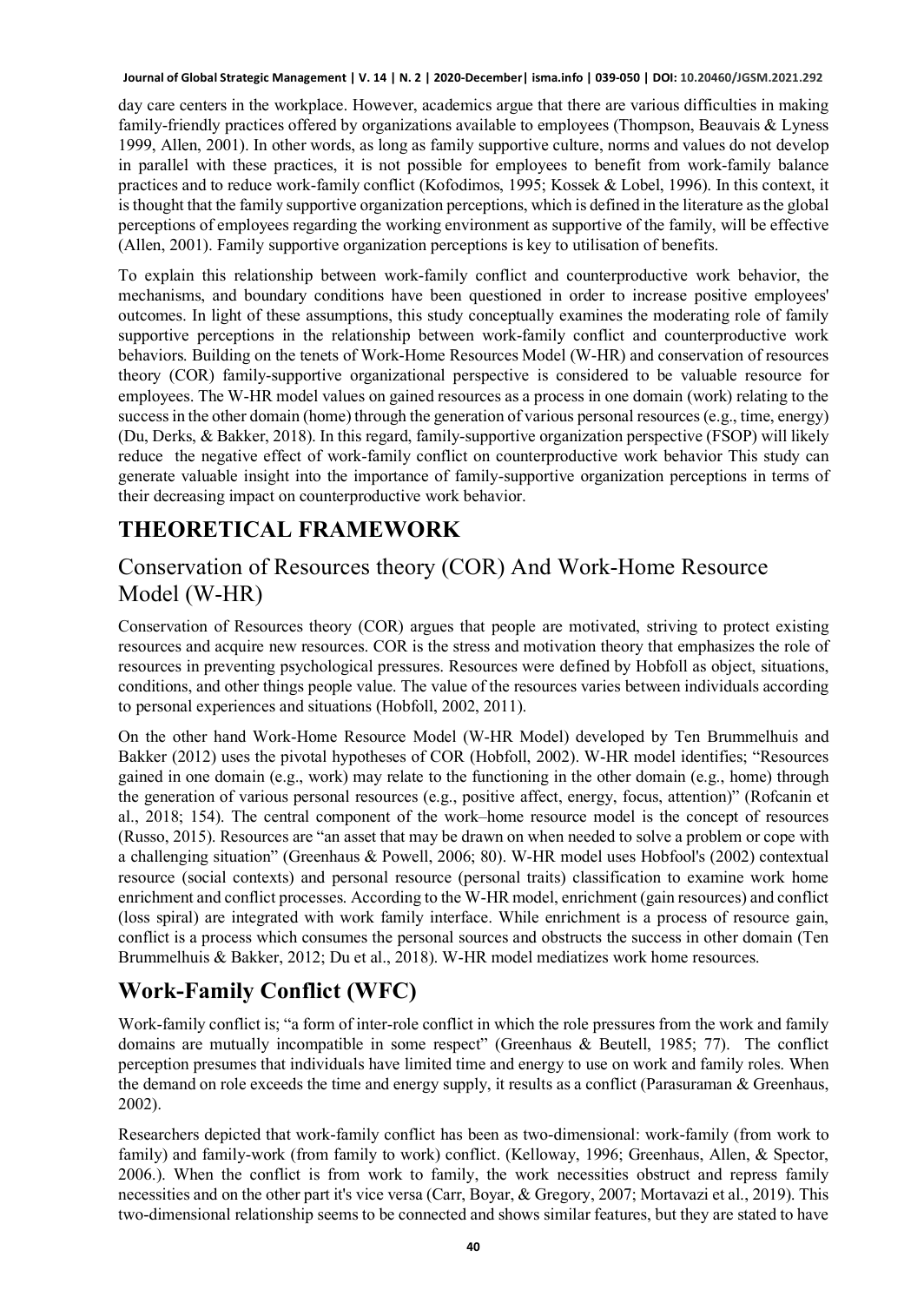day care centers in the workplace. However, academics argue that there are various difficulties in making family-friendly practices offered by organizations available to employees (Thompson, Beauvais & Lyness 1999, Allen, 2001). In other words, as long as family supportive culture, norms and values do not develop in parallel with these practices, it is not possible for employees to benefit from work-family balance practices and to reduce work-family conflict (Kofodimos, 1995; Kossek & Lobel, 1996). In this context, it is thought that the family supportive organization perceptions, which is defined in the literature as the global perceptions of employees regarding the working environment as supportive of the family, will be effective (Allen, 2001). Family supportive organization perceptions is key to utilisation of benefits.

To explain this relationship between work-family conflict and counterproductive work behavior, the mechanisms, and boundary conditions have been questioned in order to increase positive employees' outcomes. In light of these assumptions, this study conceptually examines the moderating role of family supportive perceptions in the relationship between work-family conflict and counterproductive work behaviors. Building on the tenets of Work-Home Resources Model (W-HR) and conservation of resources theory (COR) family-supportive organizational perspective is considered to be valuable resource for employees. The W-HR model values on gained resources as a process in one domain (work) relating to the success in the other domain (home) through the generation of various personal resources (e.g., time, energy) (Du, Derks, & Bakker, 2018). In this regard, family-supportive organization perspective (FSOP) will likely reduce the negative effect of work-family conflict on counterproductive work behavior This study can generate valuable insight into the importance of family-supportive organization perceptions in terms of their decreasing impact on counterproductive work behavior.

# THEORETICAL FRAMEWORK

## Conservation of Resources theory (COR) And Work-Home Resource Model (W-HR)

Conservation of Resources theory (COR) argues that people are motivated, striving to protect existing resources and acquire new resources. COR is the stress and motivation theory that emphasizes the role of resources in preventing psychological pressures. Resources were defined by Hobfoll as object, situations, conditions, and other things people value. The value of the resources varies between individuals according to personal experiences and situations (Hobfoll, 2002, 2011).

On the other hand Work-Home Resource Model (W-HR Model) developed by Ten Brummelhuis and Bakker (2012) uses the pivotal hypotheses of COR (Hobfoll, 2002). W-HR model identifies; "Resources gained in one domain (e.g., work) may relate to the functioning in the other domain (e.g., home) through the generation of various personal resources (e.g., positive affect, energy, focus, attention)" (Rofcanin et al., 2018; 154). The central component of the work–home resource model is the concept of resources (Russo, 2015). Resources are "an asset that may be drawn on when needed to solve a problem or cope with a challenging situation" (Greenhaus & Powell, 2006; 80). W-HR model uses Hobfool's (2002) contextual resource (social contexts) and personal resource (personal traits) classification to examine work home enrichment and conflict processes. According to the W-HR model, enrichment (gain resources) and conflict (loss spiral) are integrated with work family interface. While enrichment is a process of resource gain, conflict is a process which consumes the personal sources and obstructs the success in other domain (Ten Brummelhuis & Bakker, 2012; Du et al., 2018). W-HR model mediatizes work home resources.

# Work-Family Conflict (WFC)

Work-family conflict is; "a form of inter-role conflict in which the role pressures from the work and family domains are mutually incompatible in some respect" (Greenhaus & Beutell, 1985; 77). The conflict perception presumes that individuals have limited time and energy to use on work and family roles. When the demand on role exceeds the time and energy supply, it results as a conflict (Parasuraman & Greenhaus, 2002).

Researchers depicted that work-family conflict has been as two-dimensional: work-family (from work to family) and family-work (from family to work) conflict. (Kelloway, 1996; Greenhaus, Allen, & Spector, 2006.). When the conflict is from work to family, the work necessities obstruct and repress family necessities and on the other part it's vice versa (Carr, Boyar, & Gregory, 2007; Mortavazi et al., 2019). This two-dimensional relationship seems to be connected and shows similar features, but they are stated to have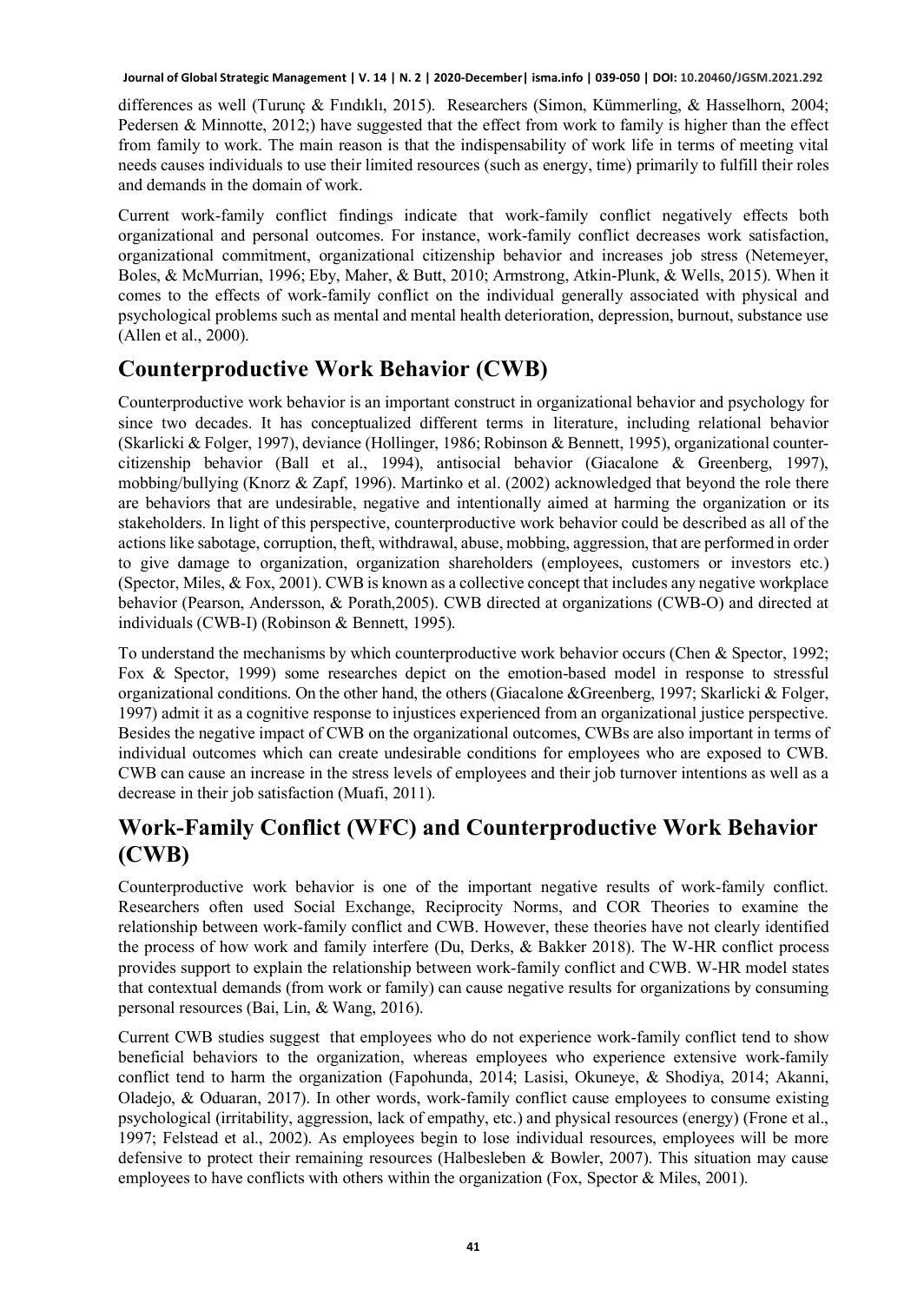differences as well (Turunç & Fındıklı, 2015). Researchers (Simon, Kümmerling, & Hasselhorn, 2004; Pedersen & Minnotte, 2012;) have suggested that the effect from work to family is higher than the effect from family to work. The main reason is that the indispensability of work life in terms of meeting vital needs causes individuals to use their limited resources (such as energy, time) primarily to fulfill their roles and demands in the domain of work.

Current work-family conflict findings indicate that work-family conflict negatively effects both organizational and personal outcomes. For instance, work-family conflict decreases work satisfaction, organizational commitment, organizational citizenship behavior and increases job stress (Netemeyer, Boles, & McMurrian, 1996; Eby, Maher, & Butt, 2010; Armstrong, Atkin-Plunk, & Wells, 2015). When it comes to the effects of work-family conflict on the individual generally associated with physical and psychological problems such as mental and mental health deterioration, depression, burnout, substance use (Allen et al., 2000).

## Counterproductive Work Behavior (CWB)

Counterproductive work behavior is an important construct in organizational behavior and psychology for since two decades. It has conceptualized different terms in literature, including relational behavior (Skarlicki & Folger, 1997), deviance (Hollinger, 1986; Robinson & Bennett, 1995), organizational counter-citizenship behavior (Ball et al., 1994), antisocial behavior (Giacalone & Greenberg, 1997), mobbing/bullying (Knorz & Zapf, 1996). Martinko et al. (2002) acknowledged that beyond the role there are behaviors that are undesirable, negative and intentionally aimed at harming the organization or its stakeholders. In light of this perspective, counterproductive work behavior could be described as all of the actions like sabotage, corruption, theft, withdrawal, abuse, mobbing, aggression, that are performed in order to give damage to organization, organization shareholders (employees, customers or investors etc.) (Spector, Miles, & Fox, 2001). CWB is known as a collective concept that includes any negative workplace behavior (Pearson, Andersson, & Porath,2005). CWB directed at organizations (CWB-O) and directed at individuals (CWB-I) (Robinson & Bennett, 1995).

To understand the mechanisms by which counterproductive work behavior occurs (Chen & Spector, 1992; Fox & Spector, 1999) some researches depict on the emotion-based model in response to stressful organizational conditions. On the other hand, the others (Giacalone &Greenberg, 1997; Skarlicki & Folger, 1997) admit it as a cognitive response to injustices experienced from an organizational justice perspective. Besides the negative impact of CWB on the organizational outcomes, CWBs are also important in terms of individual outcomes which can create undesirable conditions for employees who are exposed to CWB. CWB can cause an increase in the stress levels of employees and their job turnover intentions as well as a decrease in their job satisfaction (Muafi, 2011).

## Work-Family Conflict (WFC) and Counterproductive Work Behavior (CWB)

Counterproductive work behavior is one of the important negative results of work-family conflict. Researchers often used Social Exchange, Reciprocity Norms, and COR Theories to examine the relationship between work-family conflict and CWB. However, these theories have not clearly identified the process of how work and family interfere (Du, Derks, & Bakker 2018). The W-HR conflict process provides support to explain the relationship between work-family conflict and CWB. W-HR model states that contextual demands (from work or family) can cause negative results for organizations by consuming personal resources (Bai, Lin, & Wang, 2016).

Current CWB studies suggest that employees who do not experience work-family conflict tend to show beneficial behaviors to the organization, whereas employees who experience extensive work-family conflict tend to harm the organization (Fapohunda, 2014; Lasisi, Okuneye, & Shodiya, 2014; Akanni, Oladejo, & Oduaran, 2017). In other words, work-family conflict cause employees to consume existing psychological (irritability, aggression, lack of empathy, etc.) and physical resources (energy) (Frone et al., 1997; Felstead et al., 2002). As employees begin to lose individual resources, employees will be more defensive to protect their remaining resources (Halbesleben & Bowler, 2007). This situation may cause employees to have conflicts with others within the organization (Fox, Spector & Miles, 2001).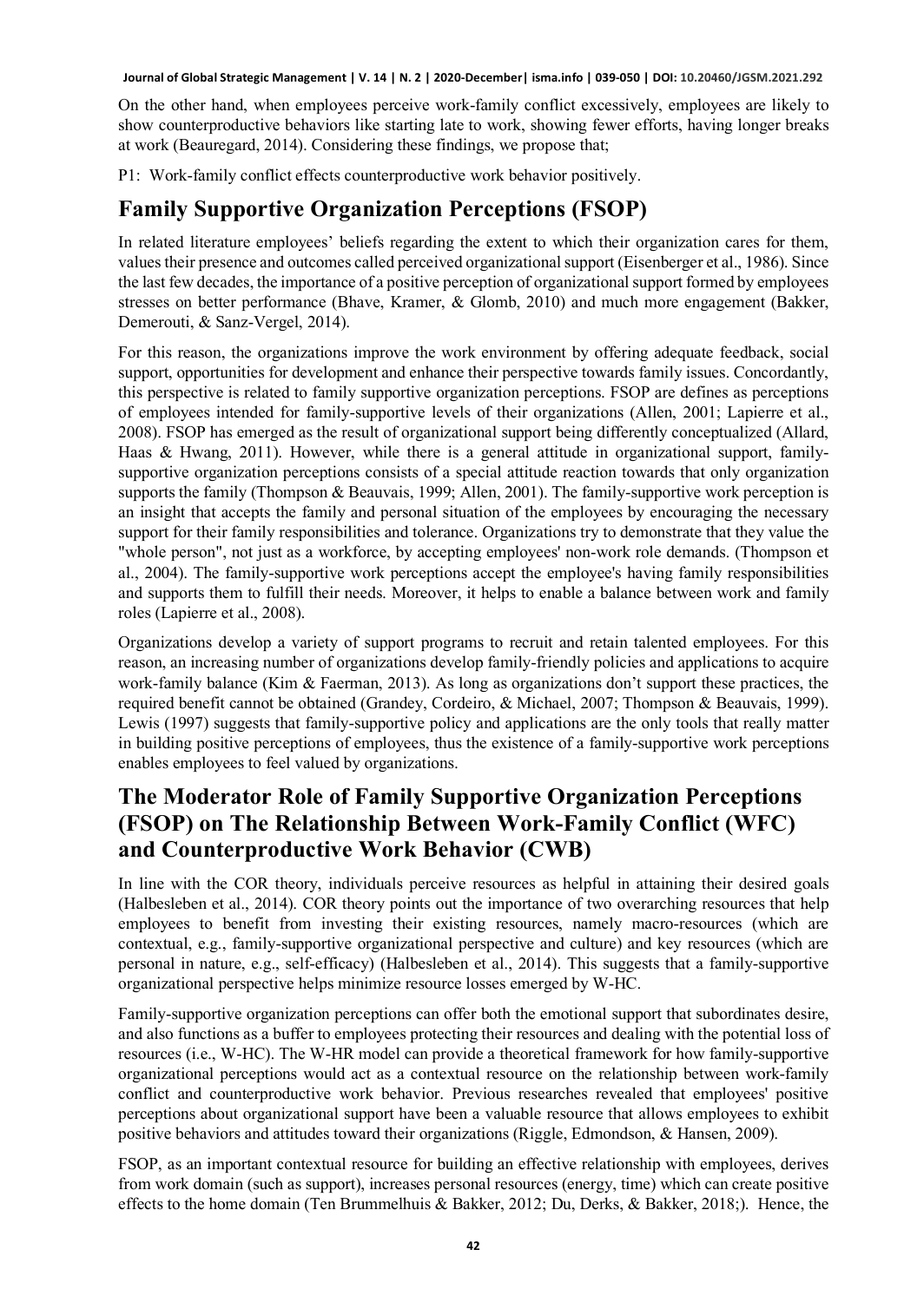On the other hand, when employees perceive work-family conflict excessively, employees are likely to show counterproductive behaviors like starting late to work, showing fewer efforts, having longer breaks at work (Beauregard, 2014). Considering these findings, we propose that;

P1: Work-family conflict effects counterproductive work behavior positively.

## Family Supportive Organization Perceptions (FSOP)

In related literature employees' beliefs regarding the extent to which their organization cares for them, values their presence and outcomes called perceived organizational support (Eisenberger et al., 1986). Since the last few decades, the importance of a positive perception of organizational support formed by employees stresses on better performance (Bhave, Kramer, & Glomb, 2010) and much more engagement (Bakker, Demerouti, & Sanz-Vergel, 2014).

For this reason, the organizations improve the work environment by offering adequate feedback, social support, opportunities for development and enhance their perspective towards family issues. Concordantly, this perspective is related to family supportive organization perceptions. FSOP are defines as perceptions of employees intended for family-supportive levels of their organizations (Allen, 2001; Lapierre et al., 2008). FSOP has emerged as the result of organizational support being differently conceptualized (Allard, Haas & Hwang, 2011). However, while there is a general attitude in organizational support, family-supportive organization perceptions consists of a special attitude reaction towards that only organization supports the family (Thompson & Beauvais, 1999; Allen, 2001). The family-supportive work perception is an insight that accepts the family and personal situation of the employees by encouraging the necessary support for their family responsibilities and tolerance. Organizations try to demonstrate that they value the "whole person", not just as a workforce, by accepting employees' non-work role demands. (Thompson et al., 2004). The family-supportive work perceptions accept the employee's having family responsibilities and supports them to fulfill their needs. Moreover, it helps to enable a balance between work and family roles (Lapierre et al., 2008).

Organizations develop a variety of support programs to recruit and retain talented employees. For this reason, an increasing number of organizations develop family-friendly policies and applications to acquire work-family balance (Kim & Faerman, 2013). As long as organizations don't support these practices, the required benefit cannot be obtained (Grandey, Cordeiro, & Michael, 2007; Thompson & Beauvais, 1999). Lewis (1997) suggests that family-supportive policy and applications are the only tools that really matter in building positive perceptions of employees, thus the existence of a family-supportive work perceptions enables employees to feel valued by organizations.

## The Moderator Role of Family Supportive Organization Perceptions (FSOP) on The Relationship Between Work-Family Conflict (WFC) and Counterproductive Work Behavior (CWB)

In line with the COR theory, individuals perceive resources as helpful in attaining their desired goals (Halbesleben et al., 2014). COR theory points out the importance of two overarching resources that help employees to benefit from investing their existing resources, namely macro-resources (which are contextual, e.g., family-supportive organizational perspective and culture) and key resources (which are personal in nature, e.g., self-efficacy) (Halbesleben et al., 2014). This suggests that a family-supportive organizational perspective helps minimize resource losses emerged by W-HC.

Family-supportive organization perceptions can offer both the emotional support that subordinates desire, and also functions as a buffer to employees protecting their resources and dealing with the potential loss of resources (i.e., W-HC). The W-HR model can provide a theoretical framework for how family-supportive organizational perceptions would act as a contextual resource on the relationship between work-family conflict and counterproductive work behavior. Previous researches revealed that employees' positive perceptions about organizational support have been a valuable resource that allows employees to exhibit positive behaviors and attitudes toward their organizations (Riggle, Edmondson, & Hansen, 2009).

FSOP, as an important contextual resource for building an effective relationship with employees, derives from work domain (such as support), increases personal resources (energy, time) which can create positive effects to the home domain (Ten Brummelhuis & Bakker, 2012; Du, Derks, & Bakker, 2018;). Hence, the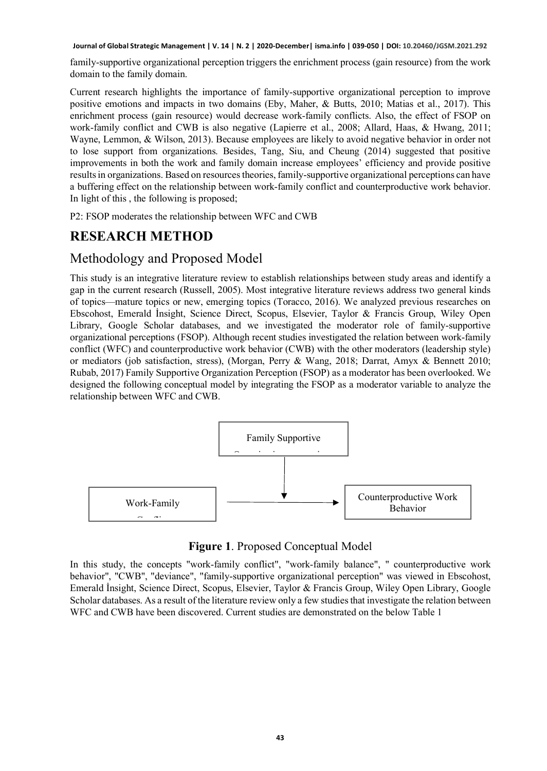family-supportive organizational perception triggers the enrichment process (gain resource) from the work domain to the family domain.

Current research highlights the importance of family-supportive organizational perception to improve positive emotions and impacts in two domains (Eby, Maher, & Butts, 2010; Matias et al., 2017). This enrichment process (gain resource) would decrease work-family conflicts. Also, the effect of FSOP on work-family conflict and CWB is also negative (Lapierre et al., 2008; Allard, Haas, & Hwang, 2011; Wayne, Lemmon, & Wilson, 2013). Because employees are likely to avoid negative behavior in order not to lose support from organizations. Besides, Tang, Siu, and Cheung (2014) suggested that positive improvements in both the work and family domain increase employees' efficiency and provide positive results in organizations. Based on resources theories, family-supportive organizational perceptions can have a buffering effect on the relationship between work-family conflict and counterproductive work behavior. In light of this , the following is proposed;

P2: FSOP moderates the relationship between WFC and CWB

# RESEARCH METHOD

## Methodology and Proposed Model

This study is an integrative literature review to establish relationships between study areas and identify a gap in the current research (Russell, 2005). Most integrative literature reviews address two general kinds of topics—mature topics or new, emerging topics (Toracco, 2016). We analyzed previous researches on Ebscohost, Emerald İnsight, Science Direct, Scopus, Elsevier, Taylor & Francis Group, Wiley Open Library, Google Scholar databases, and we investigated the moderator role of family-supportive organizational perceptions (FSOP). Although recent studies investigated the relation between work-family conflict (WFC) and counterproductive work behavior (CWB) with the other moderators (leadership style) or mediators (job satisfaction, stress), (Morgan, Perry & Wang, 2018; Darrat, Amyx & Bennett 2010; Rubab, 2017) Family Supportive Organization Perception (FSOP) as a moderator has been overlooked. We designed the following conceptual model by integrating the FSOP as a moderator variable to analyze the relationship between WFC and CWB.

Family Supportive Organizational Perception

Work-Family Conflict → Counterproductive Work Behavior

**Figure 1**. Proposed Conceptual Model

In this study, the concepts "work-family conflict", "work-family balance", " counterproductive work behavior", "CWB", "deviance", "family-supportive organizational perception" was viewed in Ebscohost, Emerald İnsight, Science Direct, Scopus, Elsevier, Taylor & Francis Group, Wiley Open Library, Google Scholar databases. As a result of the literature review only a few studies that investigate the relation between WFC and CWB have been discovered. Current studies are demonstrated on the below Table 1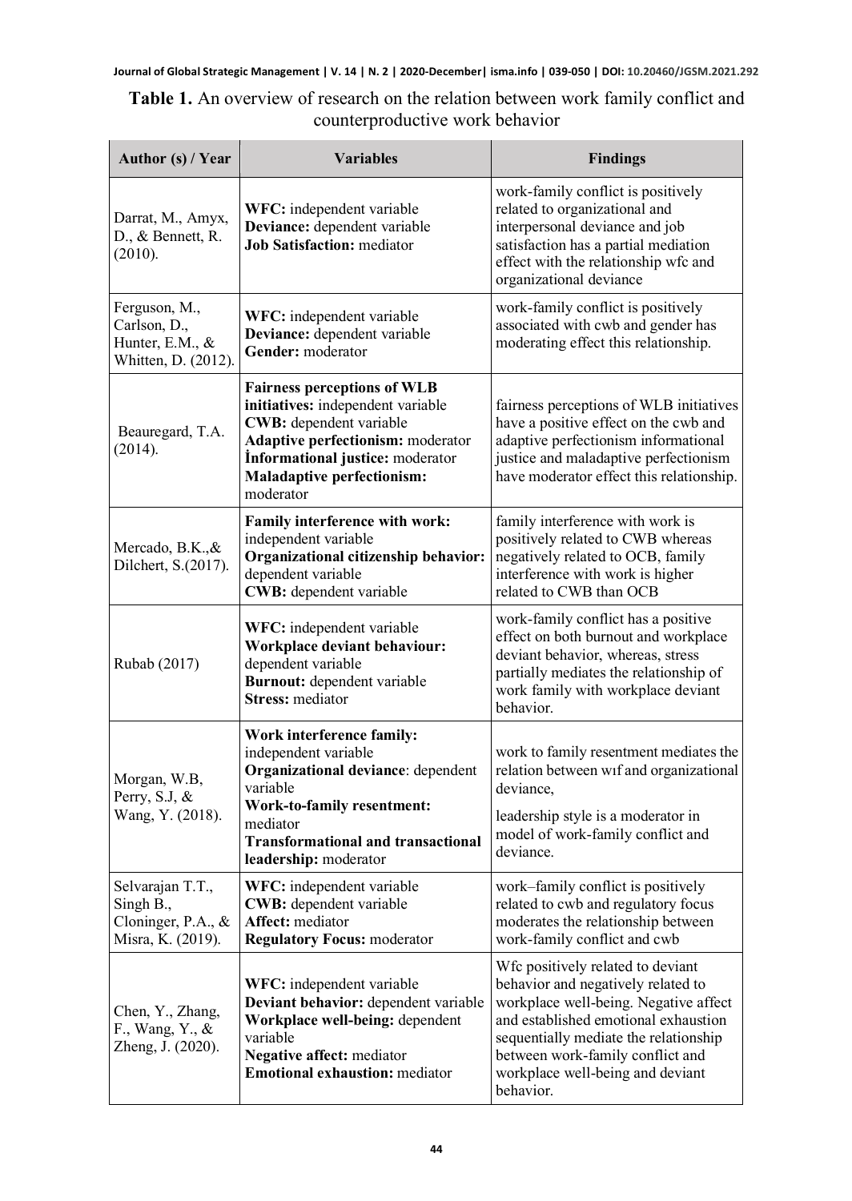**Table 1.** An overview of research on the relation between work family conflict and counterproductive work behavior

| Author (s) / Year | Variables | Findings |
|---|---|---|
| Darrat, M., Amyx, D., & Bennett, R. (2010). | **WFC:** independent variable<br>**Deviance:** dependent variable<br>**Job Satisfaction:** mediator | work-family conflict is positively related to organizational and interpersonal deviance and job satisfaction has a partial mediation effect with the relationship wfc and organizational deviance |
| Ferguson, M., Carlson, D., Hunter, E.M., & Whitten, D. (2012). | **WFC:** independent variable<br>**Deviance:** dependent variable<br>**Gender:** moderator | work-family conflict is positively associated with cwb and gender has moderating effect this relationship. |
| Beauregard, T.A. (2014). | **Fairness perceptions of WLB initiatives:** independent variable<br>**CWB:** dependent variable<br>**Adaptive perfectionism:** moderator<br>**İnformational justice:** moderator<br>**Maladaptive perfectionism:** moderator | fairness perceptions of WLB initiatives have a positive effect on the cwb and adaptive perfectionism informational justice and maladaptive perfectionism have moderator effect this relationship. |
| Mercado, B.K.,& Dilchert, S.(2017). | **Family interference with work:** independent variable<br>**Organizational citizenship behavior:** dependent variable<br>**CWB:** dependent variable | family interference with work is positively related to CWB whereas negatively related to OCB, family interference with work is higher related to CWB than OCB |
| Rubab (2017) | **WFC:** independent variable<br>**Workplace deviant behaviour:** dependent variable<br>**Burnout:** dependent variable<br>**Stress:** mediator | work-family conflict has a positive effect on both burnout and workplace deviant behavior, whereas, stress partially mediates the relationship of work family with workplace deviant behavior. |
| Morgan, W.B, Perry, S.J, & Wang, Y. (2018). | **Work interference family:** independent variable<br>**Organizational deviance**: dependent variable<br>**Work-to-family resentment:** mediator<br>**Transformational and transactional leadership:** moderator | work to family resentment mediates the relation between wıf and organizational deviance,<br>leadership style is a moderator in model of work-family conflict and deviance. |
| Selvarajan T.T., Singh B., Cloninger, P.A., & Misra, K. (2019). | **WFC:** independent variable<br>**CWB:** dependent variable<br>**Affect:** mediator<br>**Regulatory Focus:** moderator | work–family conflict is positively related to cwb and regulatory focus moderates the relationship between work-family conflict and cwb |
| Chen, Y., Zhang, F., Wang, Y., & Zheng, J. (2020). | **WFC:** independent variable<br>**Deviant behavior:** dependent variable<br>**Workplace well-being:** dependent variable<br>**Negative affect:** mediator<br>**Emotional exhaustion:** mediator | Wfc positively related to deviant behavior and negatively related to workplace well-being. Negative affect and established emotional exhaustion sequentially mediate the relationship between work-family conflict and workplace well-being and deviant behavior. |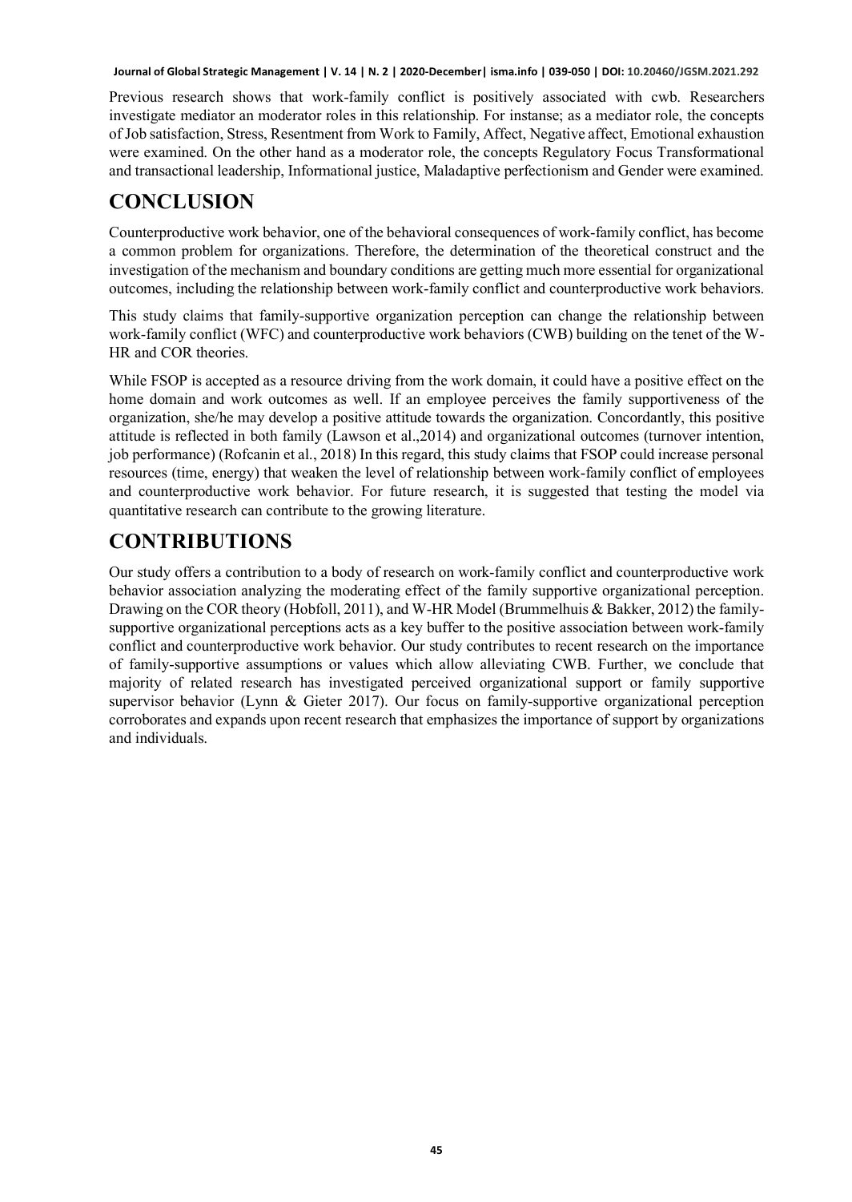Previous research shows that work-family conflict is positively associated with cwb. Researchers investigate mediator an moderator roles in this relationship. For instanse; as a mediator role, the concepts of Job satisfaction, Stress, Resentment from Work to Family, Affect, Negative affect, Emotional exhaustion were examined. On the other hand as a moderator role, the concepts Regulatory Focus Transformational and transactional leadership, Informational justice, Maladaptive perfectionism and Gender were examined.

# CONCLUSION

Counterproductive work behavior, one of the behavioral consequences of work-family conflict, has become a common problem for organizations. Therefore, the determination of the theoretical construct and the investigation of the mechanism and boundary conditions are getting much more essential for organizational outcomes, including the relationship between work-family conflict and counterproductive work behaviors.

This study claims that family-supportive organization perception can change the relationship between work-family conflict (WFC) and counterproductive work behaviors (CWB) building on the tenet of the W-HR and COR theories.

While FSOP is accepted as a resource driving from the work domain, it could have a positive effect on the home domain and work outcomes as well. If an employee perceives the family supportiveness of the organization, she/he may develop a positive attitude towards the organization. Concordantly, this positive attitude is reflected in both family (Lawson et al.,2014) and organizational outcomes (turnover intention, job performance) (Rofcanin et al., 2018) In this regard, this study claims that FSOP could increase personal resources (time, energy) that weaken the level of relationship between work-family conflict of employees and counterproductive work behavior. For future research, it is suggested that testing the model via quantitative research can contribute to the growing literature.

# CONTRIBUTIONS

Our study offers a contribution to a body of research on work-family conflict and counterproductive work behavior association analyzing the moderating effect of the family supportive organizational perception. Drawing on the COR theory (Hobfoll, 2011), and W-HR Model (Brummelhuis & Bakker, 2012) the family-supportive organizational perceptions acts as a key buffer to the positive association between work-family conflict and counterproductive work behavior. Our study contributes to recent research on the importance of family-supportive assumptions or values which allow alleviating CWB. Further, we conclude that majority of related research has investigated perceived organizational support or family supportive supervisor behavior (Lynn & Gieter 2017). Our focus on family-supportive organizational perception corroborates and expands upon recent research that emphasizes the importance of support by organizations and individuals.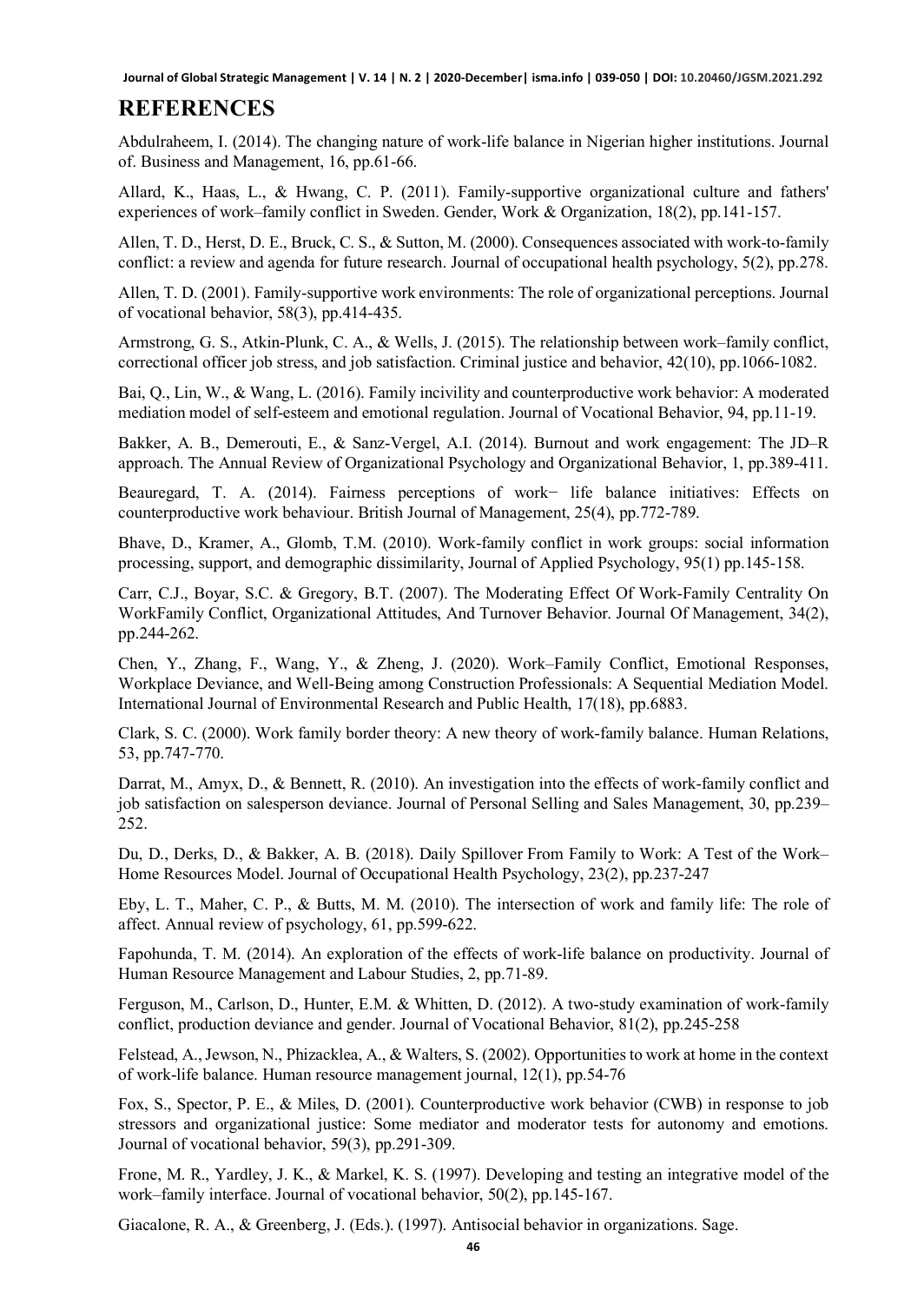# REFERENCES

Abdulraheem, I. (2014). The changing nature of work-life balance in Nigerian higher institutions. Journal of. Business and Management, 16, pp.61-66.

Allard, K., Haas, L., & Hwang, C. P. (2011). Family-supportive organizational culture and fathers' experiences of work–family conflict in Sweden. Gender, Work & Organization, 18(2), pp.141-157.

Allen, T. D., Herst, D. E., Bruck, C. S., & Sutton, M. (2000). Consequences associated with work-to-family conflict: a review and agenda for future research. Journal of occupational health psychology, 5(2), pp.278.

Allen, T. D. (2001). Family-supportive work environments: The role of organizational perceptions. Journal of vocational behavior, 58(3), pp.414-435.

Armstrong, G. S., Atkin-Plunk, C. A., & Wells, J. (2015). The relationship between work–family conflict, correctional officer job stress, and job satisfaction. Criminal justice and behavior, 42(10), pp.1066-1082.

Bai, Q., Lin, W., & Wang, L. (2016). Family incivility and counterproductive work behavior: A moderated mediation model of self-esteem and emotional regulation. Journal of Vocational Behavior, 94, pp.11-19.

Bakker, A. B., Demerouti, E., & Sanz-Vergel, A.I. (2014). Burnout and work engagement: The JD–R approach. The Annual Review of Organizational Psychology and Organizational Behavior, 1, pp.389-411.

Beauregard, T. A. (2014). Fairness perceptions of work− life balance initiatives: Effects on counterproductive work behaviour. British Journal of Management, 25(4), pp.772-789.

Bhave, D., Kramer, A., Glomb, T.M. (2010). Work-family conflict in work groups: social information processing, support, and demographic dissimilarity, Journal of Applied Psychology, 95(1) pp.145-158.

Carr, C.J., Boyar, S.C. & Gregory, B.T. (2007). The Moderating Effect Of Work-Family Centrality On WorkFamily Conflict, Organizational Attitudes, And Turnover Behavior. Journal Of Management, 34(2), pp.244-262.

Chen, Y., Zhang, F., Wang, Y., & Zheng, J. (2020). Work–Family Conflict, Emotional Responses, Workplace Deviance, and Well-Being among Construction Professionals: A Sequential Mediation Model. International Journal of Environmental Research and Public Health, 17(18), pp.6883.

Clark, S. C. (2000). Work family border theory: A new theory of work-family balance. Human Relations, 53, pp.747-770.

Darrat, M., Amyx, D., & Bennett, R. (2010). An investigation into the effects of work-family conflict and job satisfaction on salesperson deviance. Journal of Personal Selling and Sales Management, 30, pp.239–252.

Du, D., Derks, D., & Bakker, A. B. (2018). Daily Spillover From Family to Work: A Test of the Work–Home Resources Model. Journal of Occupational Health Psychology, 23(2), pp.237-247

Eby, L. T., Maher, C. P., & Butts, M. M. (2010). The intersection of work and family life: The role of affect. Annual review of psychology, 61, pp.599-622.

Fapohunda, T. M. (2014). An exploration of the effects of work-life balance on productivity. Journal of Human Resource Management and Labour Studies, 2, pp.71-89.

Ferguson, M., Carlson, D., Hunter, E.M. & Whitten, D. (2012). A two-study examination of work-family conflict, production deviance and gender. Journal of Vocational Behavior, 81(2), pp.245-258

Felstead, A., Jewson, N., Phizacklea, A., & Walters, S. (2002). Opportunities to work at home in the context of work-life balance. Human resource management journal, 12(1), pp.54-76

Fox, S., Spector, P. E., & Miles, D. (2001). Counterproductive work behavior (CWB) in response to job stressors and organizational justice: Some mediator and moderator tests for autonomy and emotions. Journal of vocational behavior, 59(3), pp.291-309.

Frone, M. R., Yardley, J. K., & Markel, K. S. (1997). Developing and testing an integrative model of the work–family interface. Journal of vocational behavior, 50(2), pp.145-167.

Giacalone, R. A., & Greenberg, J. (Eds.). (1997). Antisocial behavior in organizations. Sage.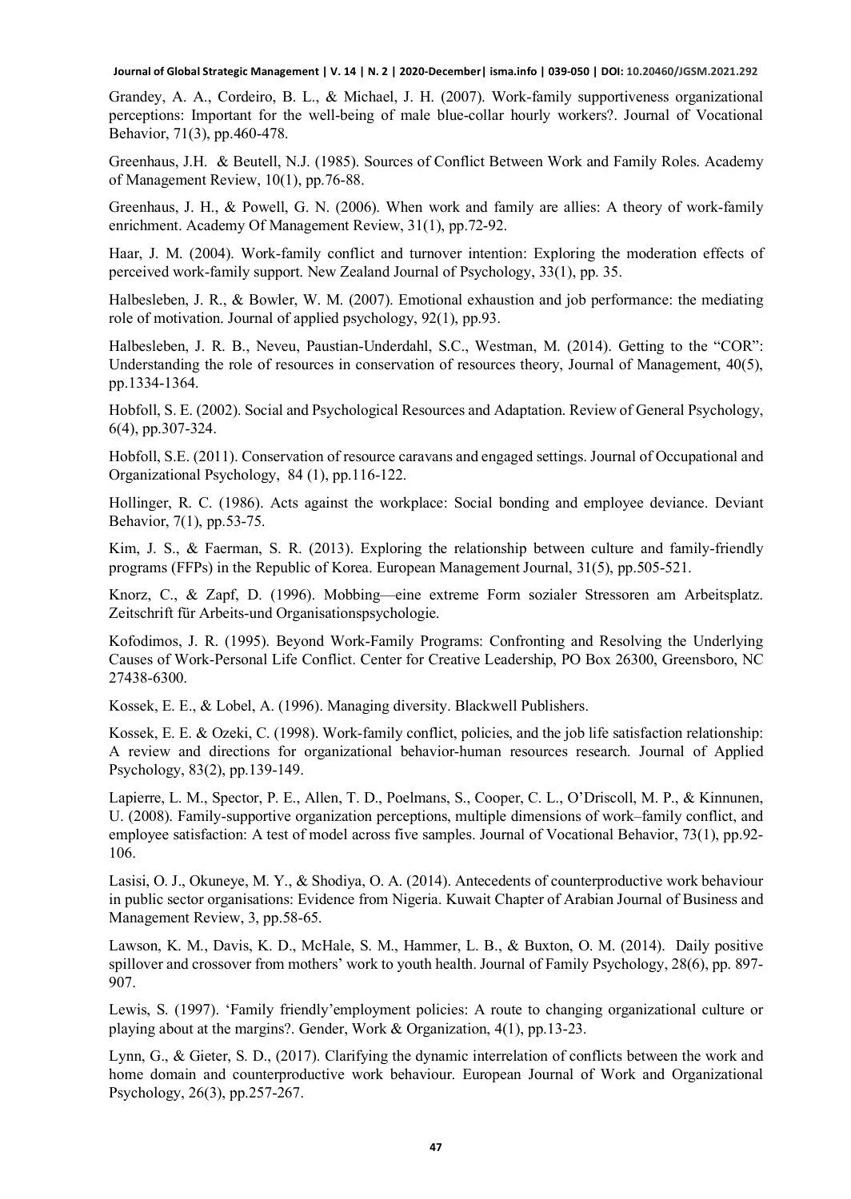Grandey, A. A., Cordeiro, B. L., & Michael, J. H. (2007). Work-family supportiveness organizational perceptions: Important for the well-being of male blue-collar hourly workers?. Journal of Vocational Behavior, 71(3), pp.460-478.

Greenhaus, J.H. & Beutell, N.J. (1985). Sources of Conflict Between Work and Family Roles. Academy of Management Review, 10(1), pp.76-88.

Greenhaus, J. H., & Powell, G. N. (2006). When work and family are allies: A theory of work-family enrichment. Academy Of Management Review, 31(1), pp.72-92.

Haar, J. M. (2004). Work-family conflict and turnover intention: Exploring the moderation effects of perceived work-family support. New Zealand Journal of Psychology, 33(1), pp. 35.

Halbesleben, J. R., & Bowler, W. M. (2007). Emotional exhaustion and job performance: the mediating role of motivation. Journal of applied psychology, 92(1), pp.93.

Halbesleben, J. R. B., Neveu, Paustian-Underdahl, S.C., Westman, M. (2014). Getting to the "COR": Understanding the role of resources in conservation of resources theory, Journal of Management, 40(5), pp.1334-1364.

Hobfoll, S. E. (2002). Social and Psychological Resources and Adaptation. Review of General Psychology, 6(4), pp.307-324.

Hobfoll, S.E. (2011). Conservation of resource caravans and engaged settings. Journal of Occupational and Organizational Psychology, 84 (1), pp.116-122.

Hollinger, R. C. (1986). Acts against the workplace: Social bonding and employee deviance. Deviant Behavior, 7(1), pp.53-75.

Kim, J. S., & Faerman, S. R. (2013). Exploring the relationship between culture and family-friendly programs (FFPs) in the Republic of Korea. European Management Journal, 31(5), pp.505-521.

Knorz, C., & Zapf, D. (1996). Mobbing—eine extreme Form sozialer Stressoren am Arbeitsplatz. Zeitschrift für Arbeits-und Organisationspsychologie.

Kofodimos, J. R. (1995). Beyond Work-Family Programs: Confronting and Resolving the Underlying Causes of Work-Personal Life Conflict. Center for Creative Leadership, PO Box 26300, Greensboro, NC 27438-6300.

Kossek, E. E., & Lobel, A. (1996). Managing diversity. Blackwell Publishers.

Kossek, E. E. & Ozeki, C. (1998). Work-family conflict, policies, and the job life satisfaction relationship: A review and directions for organizational behavior-human resources research. Journal of Applied Psychology, 83(2), pp.139-149.

Lapierre, L. M., Spector, P. E., Allen, T. D., Poelmans, S., Cooper, C. L., O'Driscoll, M. P., & Kinnunen, U. (2008). Family-supportive organization perceptions, multiple dimensions of work–family conflict, and employee satisfaction: A test of model across five samples. Journal of Vocational Behavior, 73(1), pp.92-106.

Lasisi, O. J., Okuneye, M. Y., & Shodiya, O. A. (2014). Antecedents of counterproductive work behaviour in public sector organisations: Evidence from Nigeria. Kuwait Chapter of Arabian Journal of Business and Management Review, 3, pp.58-65.

Lawson, K. M., Davis, K. D., McHale, S. M., Hammer, L. B., & Buxton, O. M. (2014). Daily positive spillover and crossover from mothers' work to youth health. Journal of Family Psychology, 28(6), pp. 897-907.

Lewis, S. (1997). 'Family friendly'employment policies: A route to changing organizational culture or playing about at the margins?. Gender, Work & Organization, 4(1), pp.13-23.

Lynn, G., & Gieter, S. D., (2017). Clarifying the dynamic interrelation of conflicts between the work and home domain and counterproductive work behaviour. European Journal of Work and Organizational Psychology, 26(3), pp.257-267.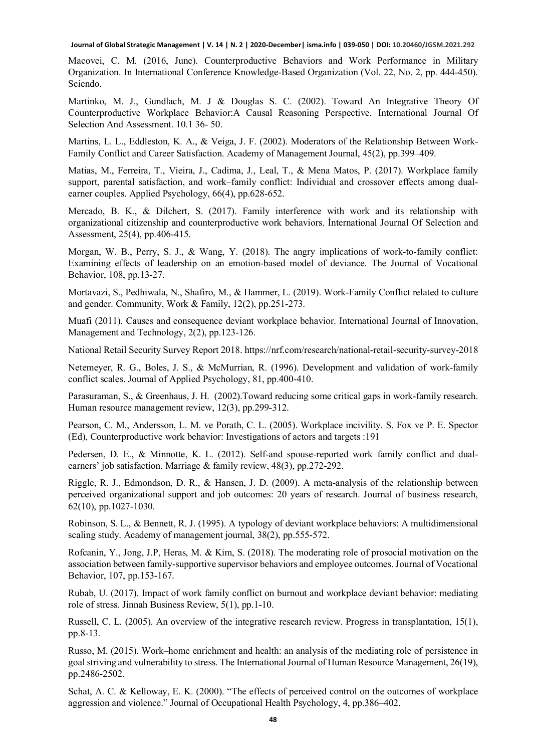Macovei, C. M. (2016, June). Counterproductive Behaviors and Work Performance in Military Organization. In International Conference Knowledge-Based Organization (Vol. 22, No. 2, pp. 444-450). Sciendo.

Martinko, M. J., Gundlach, M. J & Douglas S. C. (2002). Toward An Integrative Theory Of Counterproductive Workplace Behavior:A Causal Reasoning Perspective. International Journal Of Selection And Assessment. 10.1 36- 50.

Martins, L. L., Eddleston, K. A., & Veiga, J. F. (2002). Moderators of the Relationship Between Work-Family Conflict and Career Satisfaction. Academy of Management Journal, 45(2), pp.399–409.

Matias, M., Ferreira, T., Vieira, J., Cadima, J., Leal, T., & Mena Matos, P. (2017). Workplace family support, parental satisfaction, and work–family conflict: Individual and crossover effects among dual-earner couples. Applied Psychology, 66(4), pp.628-652.

Mercado, B. K., & Dilchert, S. (2017). Family interference with work and its relationship with organizational citizenship and counterproductive work behaviors. İnternational Journal Of Selection and Assessment, 25(4), pp.406-415.

Morgan, W. B., Perry, S. J., & Wang, Y. (2018). The angry implications of work-to-family conflict: Examining effects of leadership on an emotion-based model of deviance. The Journal of Vocational Behavior, 108, pp.13-27.

Mortavazi, S., Pedhiwala, N., Shafiro, M., & Hammer, L. (2019). Work-Family Conflict related to culture and gender. Community, Work & Family, 12(2), pp.251-273.

Muafi (2011). Causes and consequence deviant workplace behavior. International Journal of Innovation, Management and Technology, 2(2), pp.123-126.

National Retail Security Survey Report 2018. https://nrf.com/research/national-retail-security-survey-2018

Netemeyer, R. G., Boles, J. S., & McMurrian, R. (1996). Development and validation of work-family conflict scales. Journal of Applied Psychology, 81, pp.400-410.

Parasuraman, S., & Greenhaus, J. H. (2002).Toward reducing some critical gaps in work-family research. Human resource management review, 12(3), pp.299-312.

Pearson, C. M., Andersson, L. M. ve Porath, C. L. (2005). Workplace incivility. S. Fox ve P. E. Spector (Ed), Counterproductive work behavior: Investigations of actors and targets :191

Pedersen, D. E., & Minnotte, K. L. (2012). Self-and spouse-reported work–family conflict and dual-earners' job satisfaction. Marriage & family review, 48(3), pp.272-292.

Riggle, R. J., Edmondson, D. R., & Hansen, J. D. (2009). A meta-analysis of the relationship between perceived organizational support and job outcomes: 20 years of research. Journal of business research, 62(10), pp.1027-1030.

Robinson, S. L., & Bennett, R. J. (1995). A typology of deviant workplace behaviors: A multidimensional scaling study. Academy of management journal, 38(2), pp.555-572.

Rofcanin, Y., Jong, J.P, Heras, M. & Kim, S. (2018). The moderating role of prosocial motivation on the association between family-supportive supervisor behaviors and employee outcomes. Journal of Vocational Behavior, 107, pp.153-167.

Rubab, U. (2017). Impact of work family conflict on burnout and workplace deviant behavior: mediating role of stress. Jinnah Business Review, 5(1), pp.1-10.

Russell, C. L. (2005). An overview of the integrative research review. Progress in transplantation, 15(1), pp.8-13.

Russo, M. (2015). Work–home enrichment and health: an analysis of the mediating role of persistence in goal striving and vulnerability to stress. The International Journal of Human Resource Management, 26(19), pp.2486-2502.

Schat, A. C. & Kelloway, E. K. (2000). "The effects of perceived control on the outcomes of workplace aggression and violence." Journal of Occupational Health Psychology, 4, pp.386–402.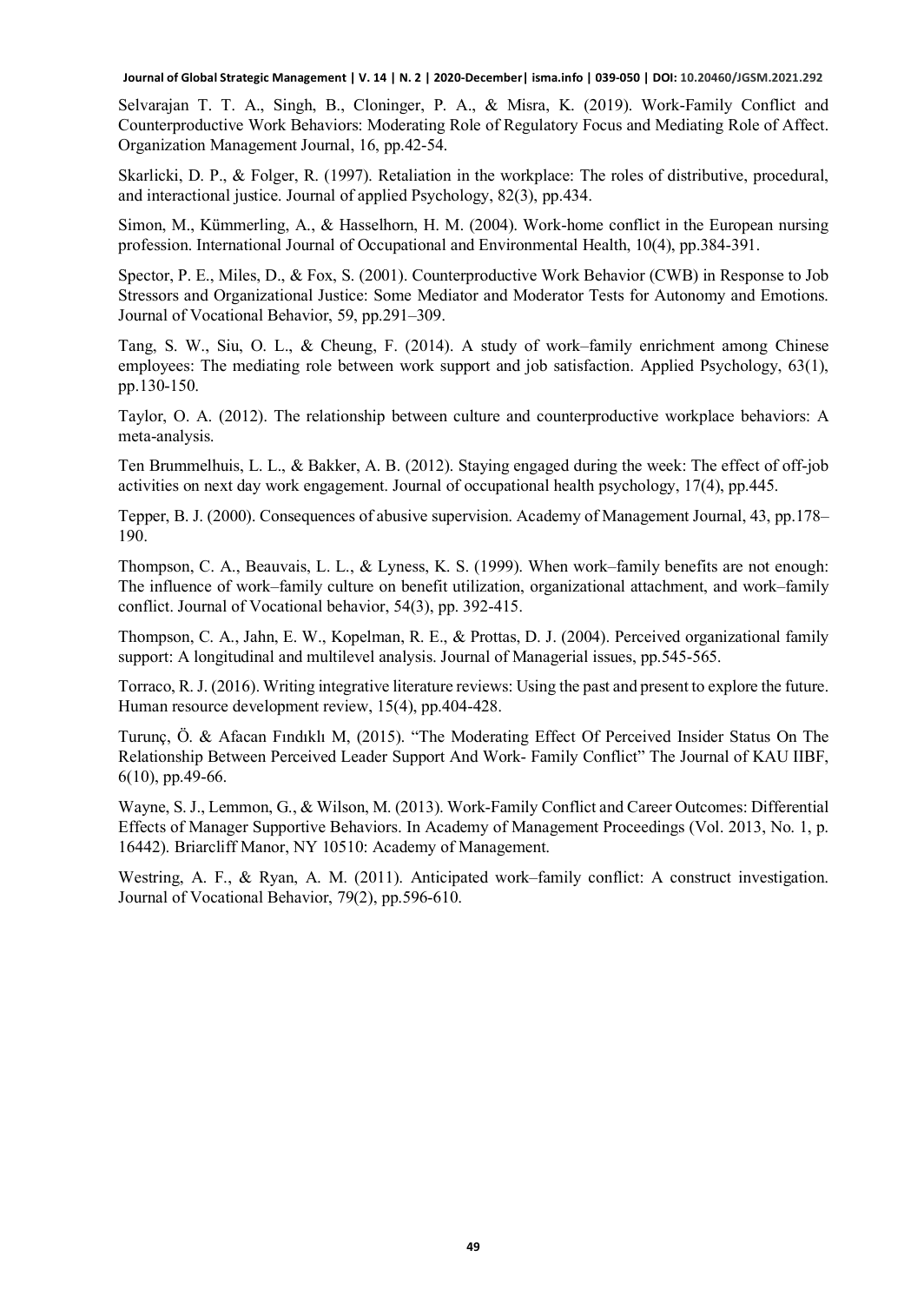Selvarajan T. T. A., Singh, B., Cloninger, P. A., & Misra, K. (2019). Work-Family Conflict and Counterproductive Work Behaviors: Moderating Role of Regulatory Focus and Mediating Role of Affect. Organization Management Journal, 16, pp.42-54.

Skarlicki, D. P., & Folger, R. (1997). Retaliation in the workplace: The roles of distributive, procedural, and interactional justice. Journal of applied Psychology, 82(3), pp.434.

Simon, M., Kümmerling, A., & Hasselhorn, H. M. (2004). Work-home conflict in the European nursing profession. International Journal of Occupational and Environmental Health, 10(4), pp.384-391.

Spector, P. E., Miles, D., & Fox, S. (2001). Counterproductive Work Behavior (CWB) in Response to Job Stressors and Organizational Justice: Some Mediator and Moderator Tests for Autonomy and Emotions. Journal of Vocational Behavior, 59, pp.291–309.

Tang, S. W., Siu, O. L., & Cheung, F. (2014). A study of work–family enrichment among Chinese employees: The mediating role between work support and job satisfaction. Applied Psychology, 63(1), pp.130-150.

Taylor, O. A. (2012). The relationship between culture and counterproductive workplace behaviors: A meta-analysis.

Ten Brummelhuis, L. L., & Bakker, A. B. (2012). Staying engaged during the week: The effect of off-job activities on next day work engagement. Journal of occupational health psychology, 17(4), pp.445.

Tepper, B. J. (2000). Consequences of abusive supervision. Academy of Management Journal, 43, pp.178–190.

Thompson, C. A., Beauvais, L. L., & Lyness, K. S. (1999). When work–family benefits are not enough: The influence of work–family culture on benefit utilization, organizational attachment, and work–family conflict. Journal of Vocational behavior, 54(3), pp. 392-415.

Thompson, C. A., Jahn, E. W., Kopelman, R. E., & Prottas, D. J. (2004). Perceived organizational family support: A longitudinal and multilevel analysis. Journal of Managerial issues, pp.545-565.

Torraco, R. J. (2016). Writing integrative literature reviews: Using the past and present to explore the future. Human resource development review, 15(4), pp.404-428.

Turunç, Ö. & Afacan Fındıklı M, (2015). "The Moderating Effect Of Perceived Insider Status On The Relationship Between Perceived Leader Support And Work- Family Conflict" The Journal of KAU IIBF, 6(10), pp.49-66.

Wayne, S. J., Lemmon, G., & Wilson, M. (2013). Work-Family Conflict and Career Outcomes: Differential Effects of Manager Supportive Behaviors. In Academy of Management Proceedings (Vol. 2013, No. 1, p. 16442). Briarcliff Manor, NY 10510: Academy of Management.

Westring, A. F., & Ryan, A. M. (2011). Anticipated work–family conflict: A construct investigation. Journal of Vocational Behavior, 79(2), pp.596-610.